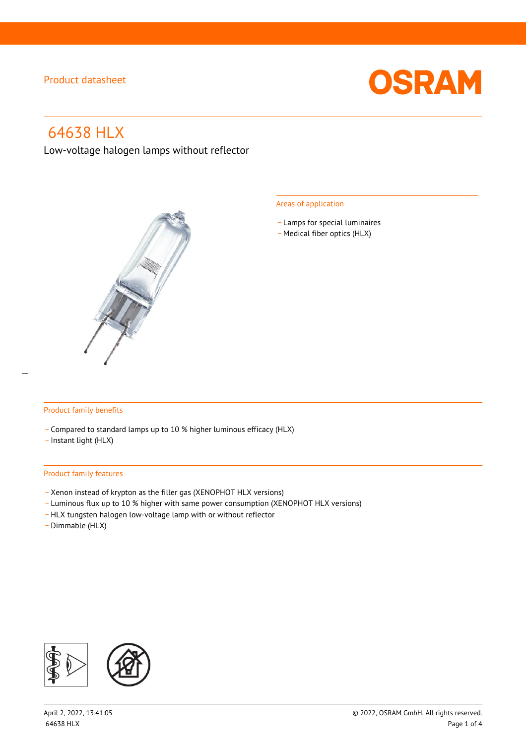Product datasheet

# 64638 HLX

Low-voltage halogen lamps without reflector

## Areas of application

- Lamps for special luminaires
- Medical fiber optics (HLX)

## Product family benefits

- Compared to standard lamps up to 10 % higher luminous efficacy (HLX)
- Instant light (HLX)

## Product family features

- Xenon instead of krypton as the filler gas (XENOPHOT HLX versions)
- Luminous flux up to 10 % higher with same power consumption (XENOPHOT HLX versions)
- HLX tungsten halogen low-voltage lamp with or without reflector
- Dimmable (HLX)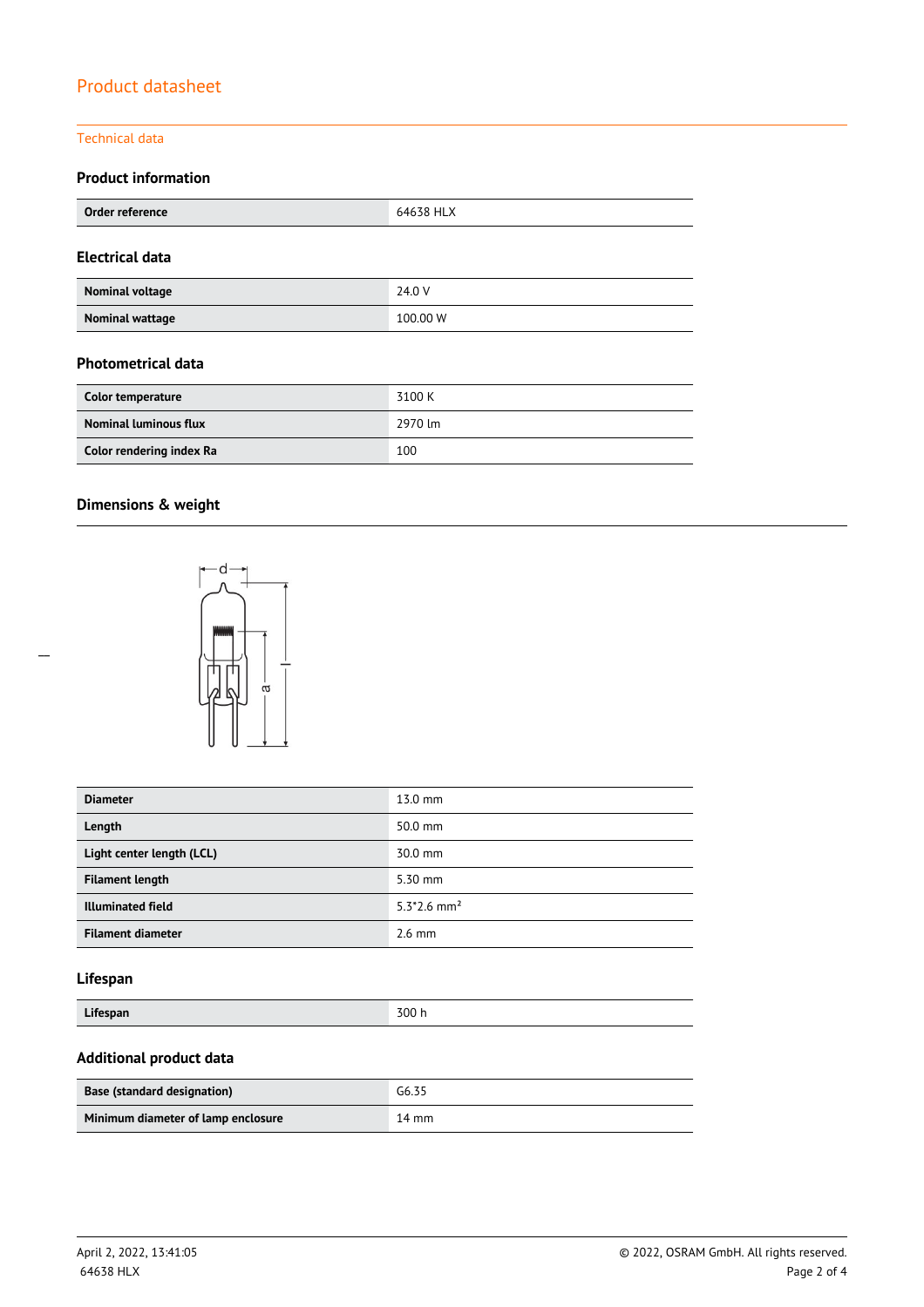# Product datasheet

## Technical data

### Product information

| Order reference | 64638 HLX |
|---|---|

### Electrical data

| Nominal voltage | 24.0 V |
|---|---|
| Nominal wattage | 100.00 W |

### Photometrical data

| Color temperature | 3100 K |
|---|---|
| Nominal luminous flux | 2970 lm |
| Color rendering index Ra | 100 |

### Dimensions & weight

| Diameter | 13.0 mm |
|---|---|
| Length | 50.0 mm |
| Light center length (LCL) | 30.0 mm |
| Filament length | 5.30 mm |
| Illuminated field | 5.3*2.6 mm² |
| Filament diameter | 2.6 mm |

### Lifespan

| Lifespan | 300 h |
|---|---|

### Additional product data

| Base (standard designation) | G6.35 |
|---|---|
| Minimum diameter of lamp enclosure | 14 mm |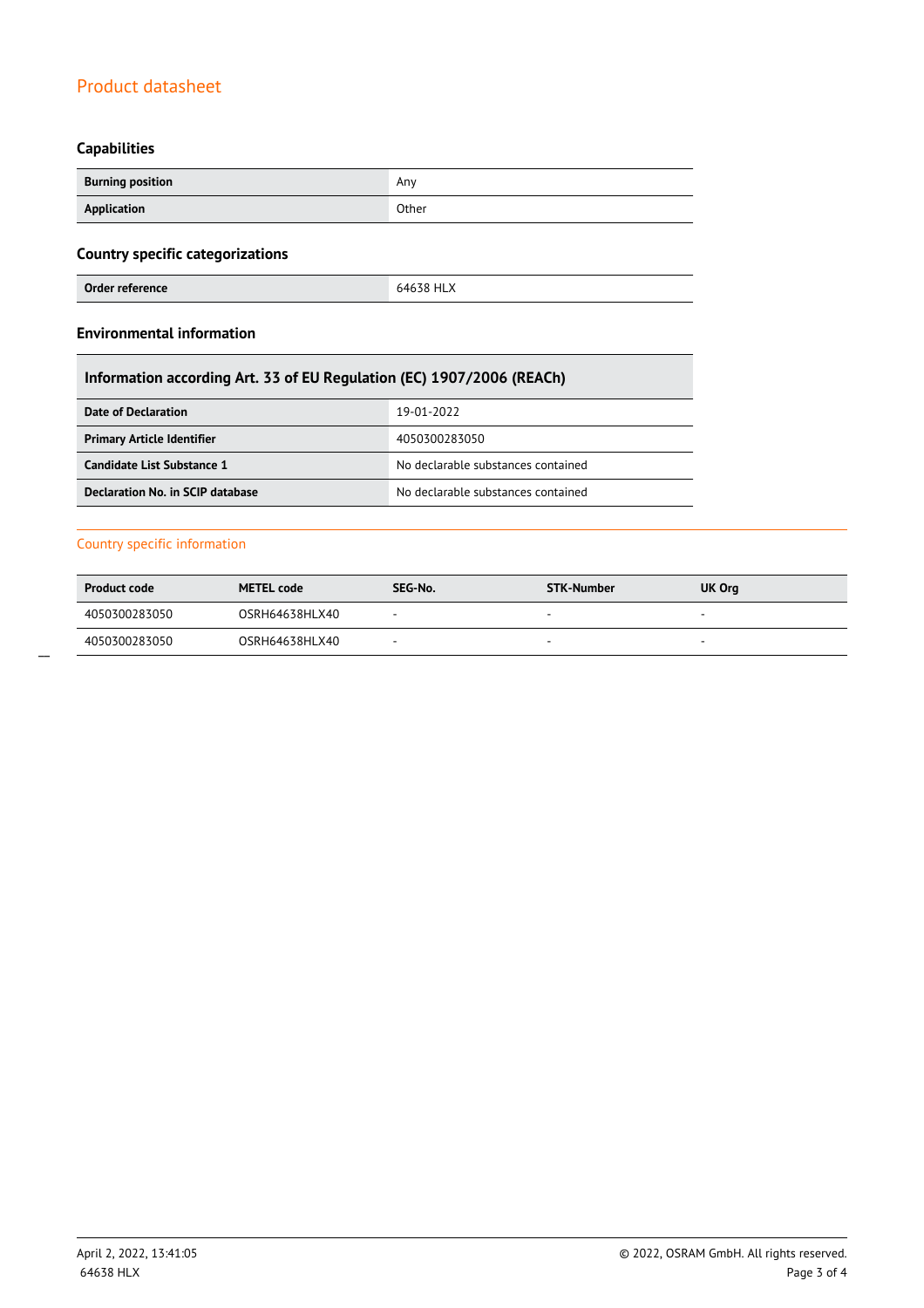## Capabilities

| | |
|---|---|
| **Burning position** | Any |
| **Application** | Other |

## Country specific categorizations

| | |
|---|---|
| **Order reference** | 64638 HLX |

## Environmental information

| Information according Art. 33 of EU Regulation (EC) 1907/2006 (REACh) | |
|---|---|
| **Date of Declaration** | 19-01-2022 |
| **Primary Article Identifier** | 4050300283050 |
| **Candidate List Substance 1** | No declarable substances contained |
| **Declaration No. in SCIP database** | No declarable substances contained |

## Country specific information

| Product code | METEL code | SEG-No. | STK-Number | UK Org |
|---|---|---|---|---|
| 4050300283050 | OSRH64638HLX40 | - | - | - |
| 4050300283050 | OSRH64638HLX40 | - | - | - |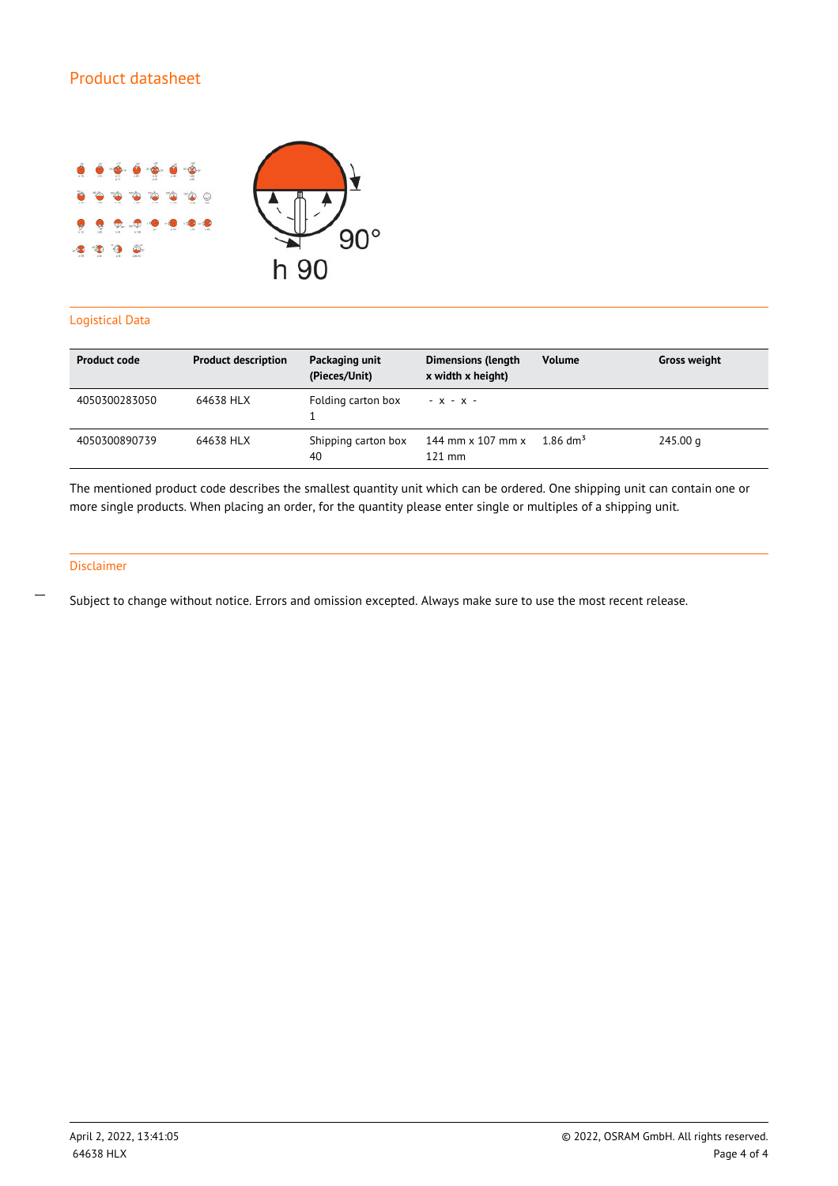## Product datasheet

90°

h 90

### Logistical Data

| Product code | Product description | Packaging unit (Pieces/Unit) | Dimensions (length x width x height) | Volume | Gross weight |
|---|---|---|---|---|---|
| 4050300283050 | 64638 HLX | Folding carton box 1 | - x - x - | | |
| 4050300890739 | 64638 HLX | Shipping carton box 40 | 144 mm x 107 mm x 121 mm | 1.86 $dm^3$ | 245.00 g |

The mentioned product code describes the smallest quantity unit which can be ordered. One shipping unit can contain one or more single products. When placing an order, for the quantity please enter single or multiples of a shipping unit.

### Disclaimer

Subject to change without notice. Errors and omission excepted. Always make sure to use the most recent release.